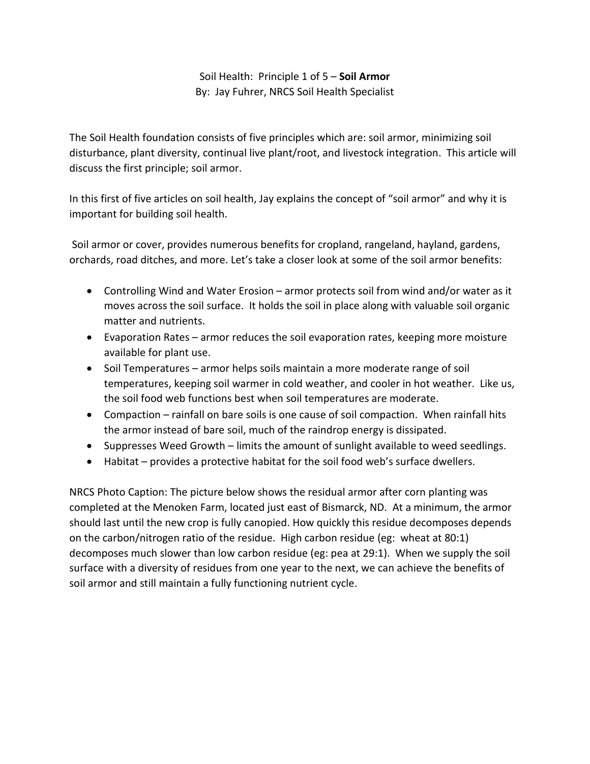Soil Health: Principle 1 of 5 – **Soil Armor**
By: Jay Fuhrer, NRCS Soil Health Specialist

The Soil Health foundation consists of five principles which are: soil armor, minimizing soil disturbance, plant diversity, continual live plant/root, and livestock integration. This article will discuss the first principle; soil armor.

In this first of five articles on soil health, Jay explains the concept of "soil armor" and why it is important for building soil health.

Soil armor or cover, provides numerous benefits for cropland, rangeland, hayland, gardens, orchards, road ditches, and more. Let's take a closer look at some of the soil armor benefits:

- Controlling Wind and Water Erosion – armor protects soil from wind and/or water as it moves across the soil surface. It holds the soil in place along with valuable soil organic matter and nutrients.
- Evaporation Rates – armor reduces the soil evaporation rates, keeping more moisture available for plant use.
- Soil Temperatures – armor helps soils maintain a more moderate range of soil temperatures, keeping soil warmer in cold weather, and cooler in hot weather. Like us, the soil food web functions best when soil temperatures are moderate.
- Compaction – rainfall on bare soils is one cause of soil compaction. When rainfall hits the armor instead of bare soil, much of the raindrop energy is dissipated.
- Suppresses Weed Growth – limits the amount of sunlight available to weed seedlings.
- Habitat – provides a protective habitat for the soil food web's surface dwellers.

NRCS Photo Caption: The picture below shows the residual armor after corn planting was completed at the Menoken Farm, located just east of Bismarck, ND. At a minimum, the armor should last until the new crop is fully canopied. How quickly this residue decomposes depends on the carbon/nitrogen ratio of the residue. High carbon residue (eg: wheat at 80:1) decomposes much slower than low carbon residue (eg: pea at 29:1). When we supply the soil surface with a diversity of residues from one year to the next, we can achieve the benefits of soil armor and still maintain a fully functioning nutrient cycle.